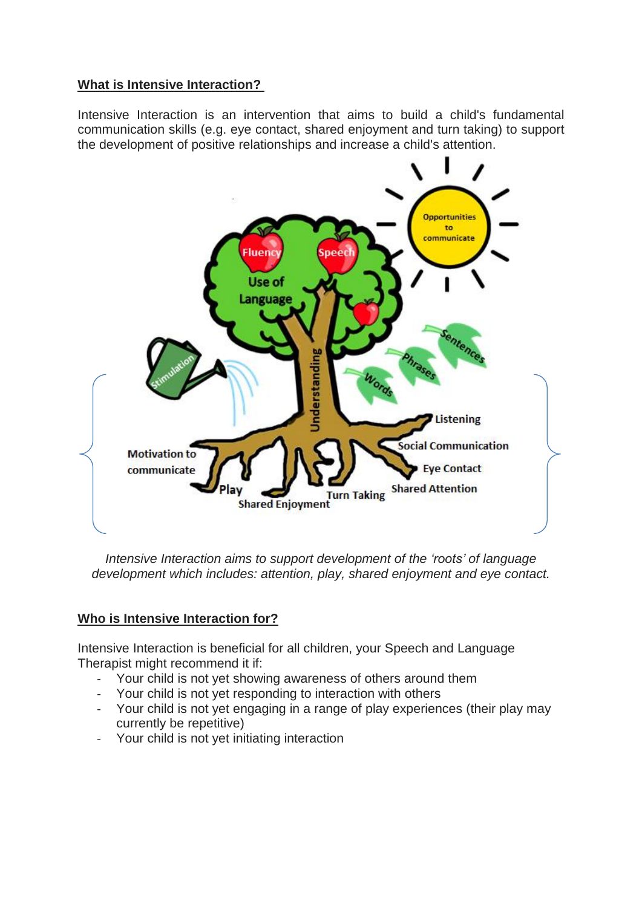## What is Intensive Interaction?

Intensive Interaction is an intervention that aims to build a child's fundamental communication skills (e.g. eye contact, shared enjoyment and turn taking) to support the development of positive relationships and increase a child's attention.

*Intensive Interaction aims to support development of the 'roots' of language development which includes: attention, play, shared enjoyment and eye contact.*

## Who is Intensive Interaction for?

Intensive Interaction is beneficial for all children, your Speech and Language Therapist might recommend it if:

- Your child is not yet showing awareness of others around them
- Your child is not yet responding to interaction with others
- Your child is not yet engaging in a range of play experiences (their play may currently be repetitive)
- Your child is not yet initiating interaction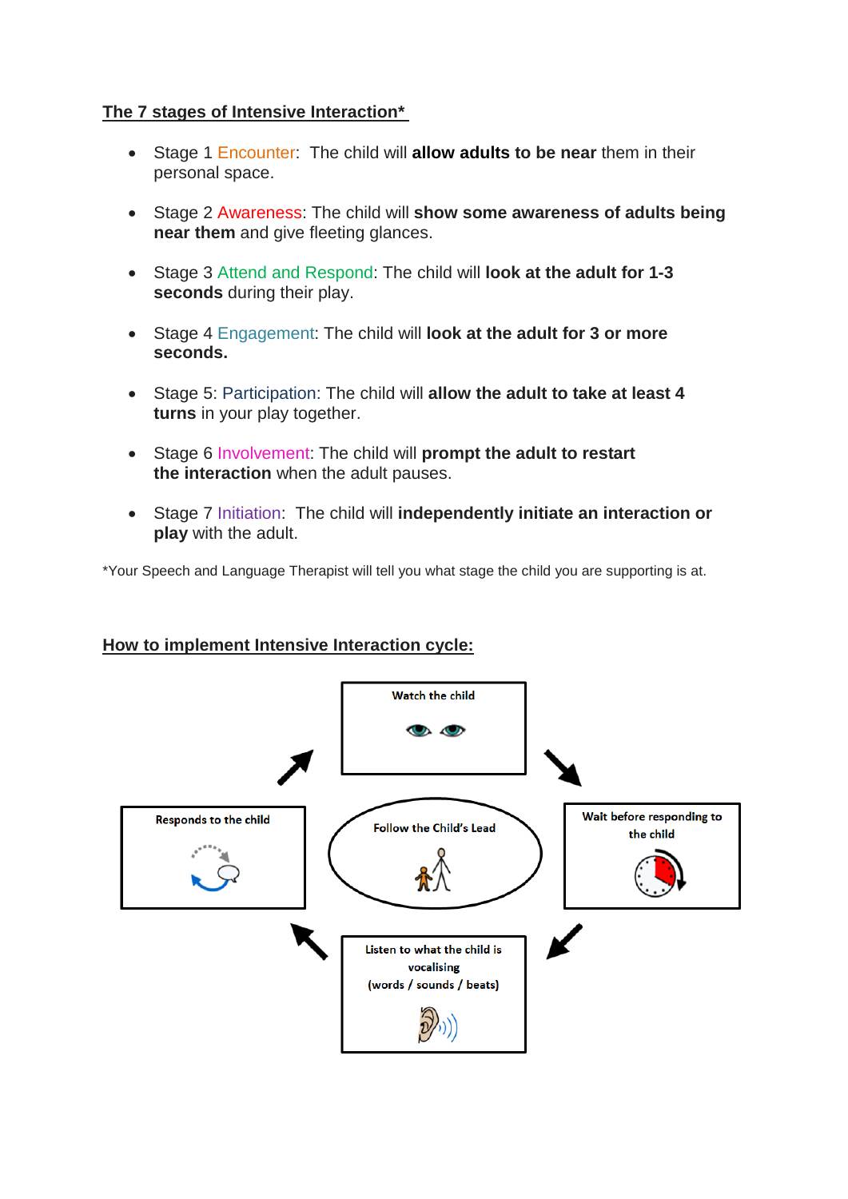## The 7 stages of Intensive Interaction*

- Stage 1 Encounter: The child will **allow adults to be near** them in their personal space.
- Stage 2 Awareness: The child will **show some awareness of adults being near them** and give fleeting glances.
- Stage 3 Attend and Respond: The child will **look at the adult for 1-3 seconds** during their play.
- Stage 4 Engagement: The child will **look at the adult for 3 or more seconds.**
- Stage 5: Participation: The child will **allow the adult to take at least 4 turns** in your play together.
- Stage 6 Involvement: The child will **prompt the adult to restart the interaction** when the adult pauses.
- Stage 7 Initiation: The child will **independently initiate an interaction or play** with the adult.

*Your Speech and Language Therapist will tell you what stage the child you are supporting is at.

## How to implement Intensive Interaction cycle:

**Follow the Child's Lead**

1. Watch the child
2. Wait before responding to the child
3. Listen to what the child is vocalising (words / sounds / beats)
4. Responds to the child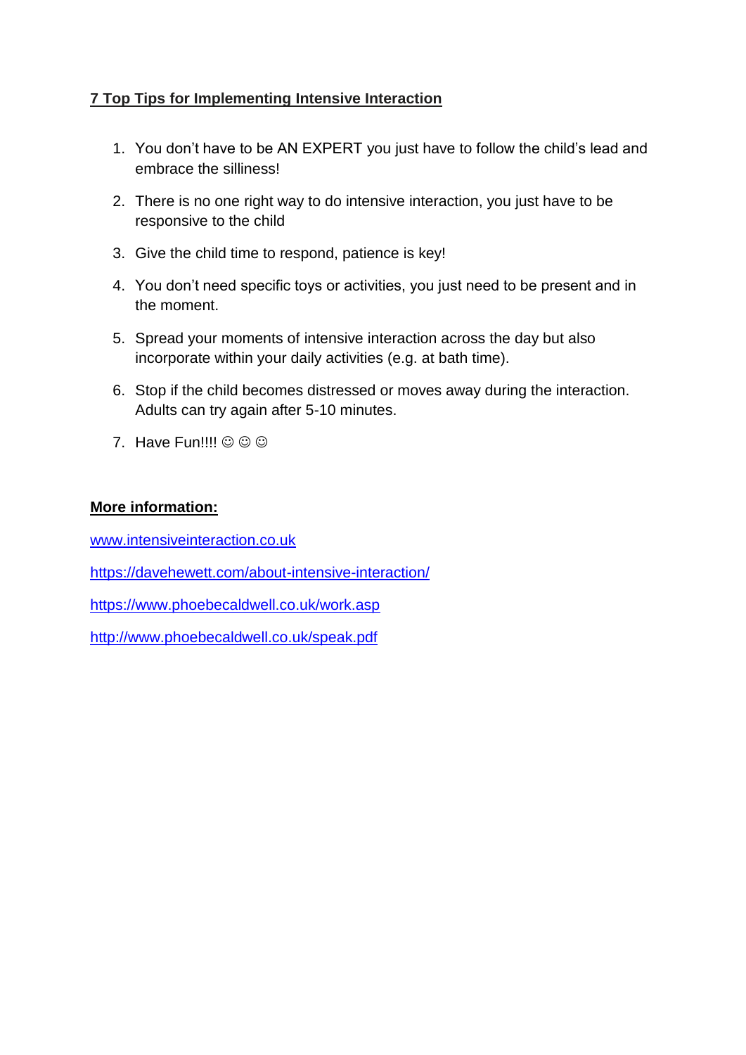## 7 Top Tips for Implementing Intensive Interaction

1. You don't have to be AN EXPERT you just have to follow the child's lead and embrace the silliness!
2. There is no one right way to do intensive interaction, you just have to be responsive to the child
3. Give the child time to respond, patience is key!
4. You don't need specific toys or activities, you just need to be present and in the moment.
5. Spread your moments of intensive interaction across the day but also incorporate within your daily activities (e.g. at bath time).
6. Stop if the child becomes distressed or moves away during the interaction. Adults can try again after 5-10 minutes.
7. Have Fun!!!! ☺ ☺ ☺

**More information:**

www.intensiveinteraction.co.uk

https://davehewett.com/about-intensive-interaction/

https://www.phoebecaldwell.co.uk/work.asp

http://www.phoebecaldwell.co.uk/speak.pdf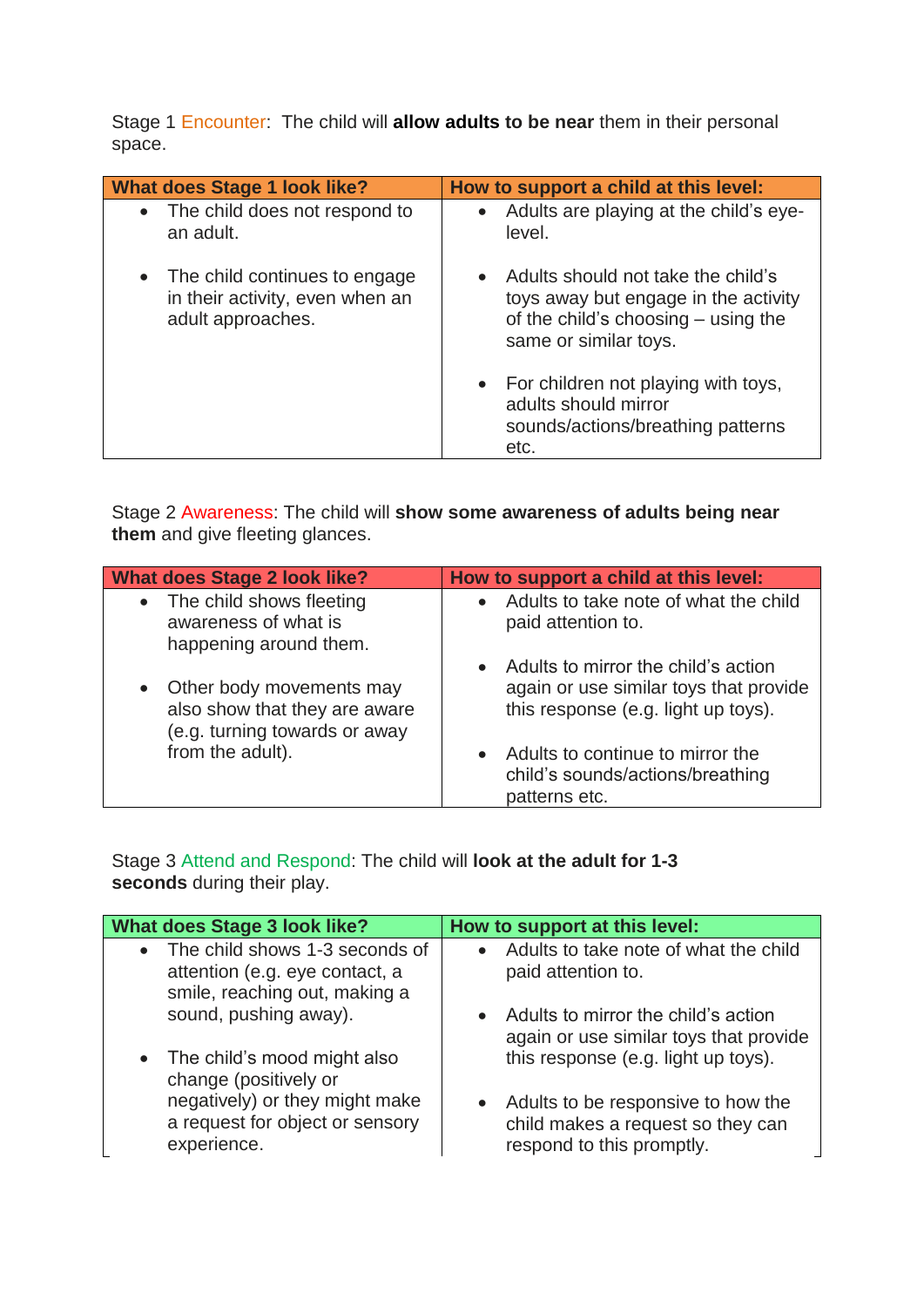Stage 1 Encounter: The child will **allow adults to be near** them in their personal space.

| What does Stage 1 look like? | How to support a child at this level: |
|---|---|
| • The child does not respond to an adult.<br><br>• The child continues to engage in their activity, even when an adult approaches. | • Adults are playing at the child's eye-level.<br><br>• Adults should not take the child's toys away but engage in the activity of the child's choosing – using the same or similar toys.<br><br>• For children not playing with toys, adults should mirror sounds/actions/breathing patterns etc. |

Stage 2 Awareness: The child will **show some awareness of adults being near them** and give fleeting glances.

| What does Stage 2 look like? | How to support a child at this level: |
|---|---|
| • The child shows fleeting awareness of what is happening around them.<br><br>• Other body movements may also show that they are aware (e.g. turning towards or away from the adult). | • Adults to take note of what the child paid attention to.<br><br>• Adults to mirror the child's action again or use similar toys that provide this response (e.g. light up toys).<br><br>• Adults to continue to mirror the child's sounds/actions/breathing patterns etc. |

Stage 3 Attend and Respond: The child will **look at the adult for 1-3 seconds** during their play.

| What does Stage 3 look like? | How to support at this level: |
|---|---|
| • The child shows 1-3 seconds of attention (e.g. eye contact, a smile, reaching out, making a sound, pushing away).<br><br>• The child's mood might also change (positively or negatively) or they might make a request for object or sensory experience. | • Adults to take note of what the child paid attention to.<br><br>• Adults to mirror the child's action again or use similar toys that provide this response (e.g. light up toys).<br><br>• Adults to be responsive to how the child makes a request so they can respond to this promptly. |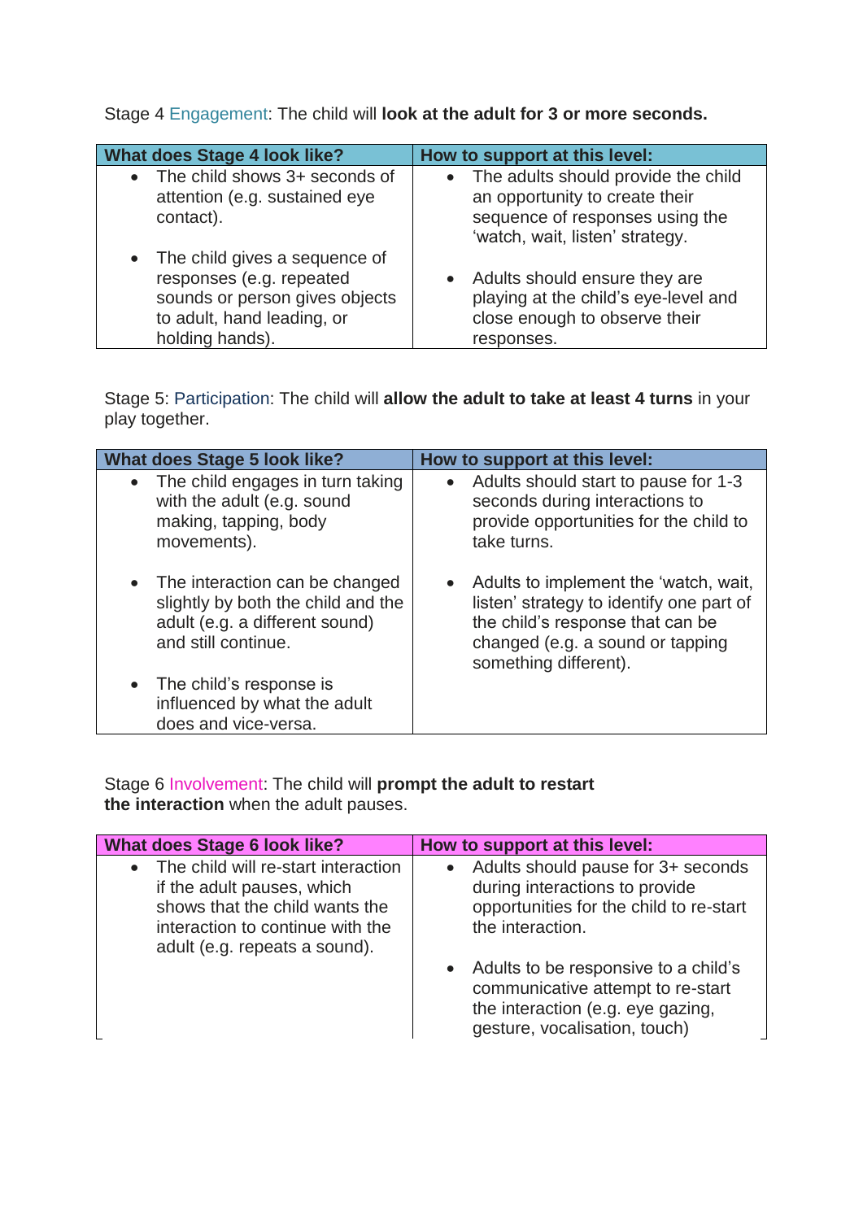Stage 4 Engagement: The child will **look at the adult for 3 or more seconds.**

| What does Stage 4 look like? | How to support at this level: |
|---|---|
| • The child shows 3+ seconds of attention (e.g. sustained eye contact).<br><br>• The child gives a sequence of responses (e.g. repeated sounds or person gives objects to adult, hand leading, or holding hands). | • The adults should provide the child an opportunity to create their sequence of responses using the 'watch, wait, listen' strategy.<br><br>• Adults should ensure they are playing at the child's eye-level and close enough to observe their responses. |

Stage 5: Participation: The child will **allow the adult to take at least 4 turns** in your play together.

| What does Stage 5 look like? | How to support at this level: |
|---|---|
| • The child engages in turn taking with the adult (e.g. sound making, tapping, body movements).<br><br>• The interaction can be changed slightly by both the child and the adult (e.g. a different sound) and still continue.<br><br>• The child's response is influenced by what the adult does and vice-versa. | • Adults should start to pause for 1-3 seconds during interactions to provide opportunities for the child to take turns.<br><br>• Adults to implement the 'watch, wait, listen' strategy to identify one part of the child's response that can be changed (e.g. a sound or tapping something different). |

Stage 6 Involvement: The child will **prompt the adult to restart the interaction** when the adult pauses.

| What does Stage 6 look like? | How to support at this level: |
|---|---|
| • The child will re-start interaction if the adult pauses, which shows that the child wants the interaction to continue with the adult (e.g. repeats a sound). | • Adults should pause for 3+ seconds during interactions to provide opportunities for the child to re-start the interaction.<br><br>• Adults to be responsive to a child's communicative attempt to re-start the interaction (e.g. eye gazing, gesture, vocalisation, touch) |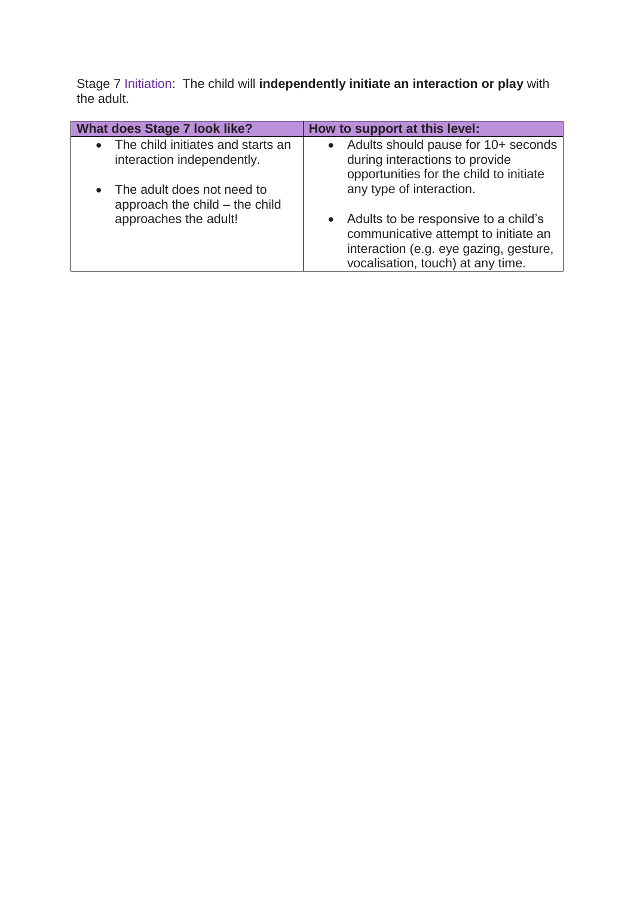Stage 7 Initiation: The child will **independently initiate an interaction or play** with the adult.

| What does Stage 7 look like? | How to support at this level: |
|---|---|
| • The child initiates and starts an interaction independently.<br><br>• The adult does not need to approach the child – the child approaches the adult! | • Adults should pause for 10+ seconds during interactions to provide opportunities for the child to initiate any type of interaction.<br><br>• Adults to be responsive to a child's communicative attempt to initiate an interaction (e.g. eye gazing, gesture, vocalisation, touch) at any time. |